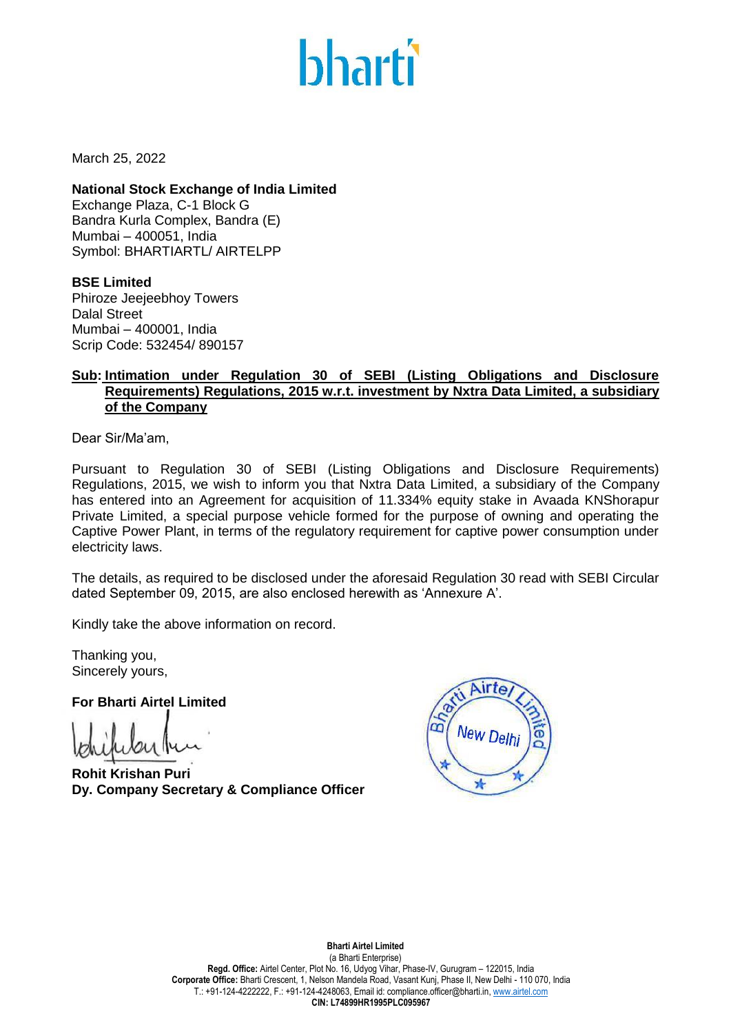March 25, 2022

**National Stock Exchange of India Limited**
Exchange Plaza, C-1 Block G
Bandra Kurla Complex, Bandra (E)
Mumbai – 400051, India
Symbol: BHARTIARTL/ AIRTELPP

**BSE Limited**
Phiroze Jeejeebhoy Towers
Dalal Street
Mumbai – 400001, India
Scrip Code: 532454/ 890157

**Sub: Intimation under Regulation 30 of SEBI (Listing Obligations and Disclosure Requirements) Regulations, 2015 w.r.t. investment by Nxtra Data Limited, a subsidiary of the Company**

Dear Sir/Ma'am,

Pursuant to Regulation 30 of SEBI (Listing Obligations and Disclosure Requirements) Regulations, 2015, we wish to inform you that Nxtra Data Limited, a subsidiary of the Company has entered into an Agreement for acquisition of 11.334% equity stake in Avaada KNShorapur Private Limited, a special purpose vehicle formed for the purpose of owning and operating the Captive Power Plant, in terms of the regulatory requirement for captive power consumption under electricity laws.

The details, as required to be disclosed under the aforesaid Regulation 30 read with SEBI Circular dated September 09, 2015, are also enclosed herewith as 'Annexure A'.

Kindly take the above information on record.

Thanking you,
Sincerely yours,

**For Bharti Airtel Limited**

**Rohit Krishan Puri**
**Dy. Company Secretary & Compliance Officer**

**Bharti Airtel Limited**
(a Bharti Enterprise)
**Regd. Office:** Airtel Center, Plot No. 16, Udyog Vihar, Phase-IV, Gurugram – 122015, India
**Corporate Office:** Bharti Crescent, 1, Nelson Mandela Road, Vasant Kunj, Phase II, New Delhi - 110 070, India
T.: +91-124-4222222, F.: +91-124-4248063, Email id: compliance.officer@bharti.in, www.airtel.com
**CIN: L74899HR1995PLC095967**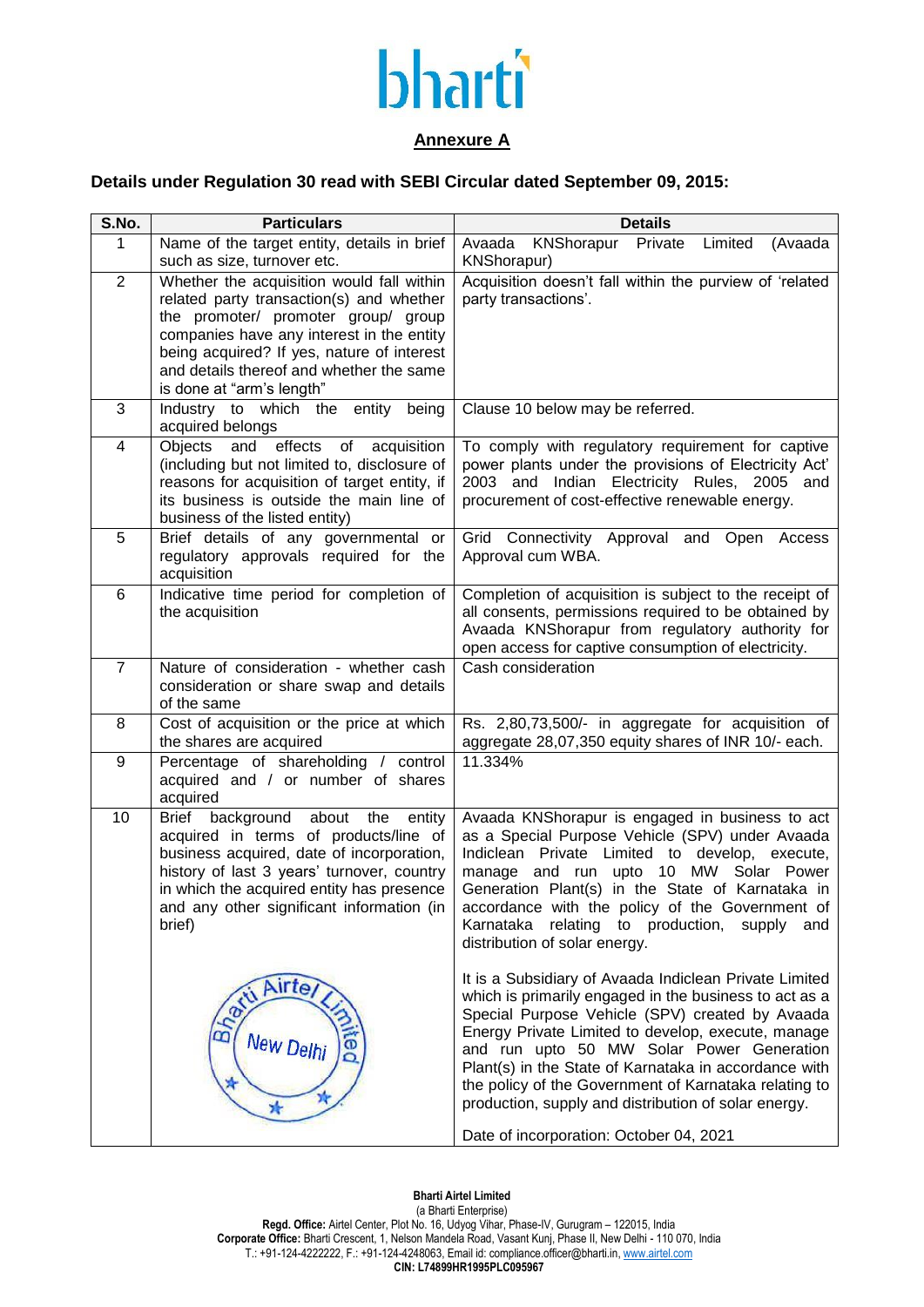bharti

## Annexure A

**Details under Regulation 30 read with SEBI Circular dated September 09, 2015:**

| S.No. | Particulars | Details |
|---|---|---|
| 1 | Name of the target entity, details in brief such as size, turnover etc. | Avaada KNShorapur Private Limited (Avaada KNShorapur) |
| 2 | Whether the acquisition would fall within related party transaction(s) and whether the promoter/ promoter group/ group companies have any interest in the entity being acquired? If yes, nature of interest and details thereof and whether the same is done at "arm's length" | Acquisition doesn't fall within the purview of 'related party transactions'. |
| 3 | Industry to which the entity being acquired belongs | Clause 10 below may be referred. |
| 4 | Objects and effects of acquisition (including but not limited to, disclosure of reasons for acquisition of target entity, if its business is outside the main line of business of the listed entity) | To comply with regulatory requirement for captive power plants under the provisions of Electricity Act' 2003 and Indian Electricity Rules, 2005 and procurement of cost-effective renewable energy. |
| 5 | Brief details of any governmental or regulatory approvals required for the acquisition | Grid Connectivity Approval and Open Access Approval cum WBA. |
| 6 | Indicative time period for completion of the acquisition | Completion of acquisition is subject to the receipt of all consents, permissions required to be obtained by Avaada KNShorapur from regulatory authority for open access for captive consumption of electricity. |
| 7 | Nature of consideration - whether cash consideration or share swap and details of the same | Cash consideration |
| 8 | Cost of acquisition or the price at which the shares are acquired | Rs. 2,80,73,500/- in aggregate for acquisition of aggregate 28,07,350 equity shares of INR 10/- each. |
| 9 | Percentage of shareholding / control acquired and / or number of shares acquired | 11.334% |
| 10 | Brief background about the entity acquired in terms of products/line of business acquired, date of incorporation, history of last 3 years' turnover, country in which the acquired entity has presence and any other significant information (in brief) | Avaada KNShorapur is engaged in business to act as a Special Purpose Vehicle (SPV) under Avaada Indiclean Private Limited to develop, execute, manage and run upto 10 MW Solar Power Generation Plant(s) in the State of Karnataka in accordance with the policy of the Government of Karnataka relating to production, supply and distribution of solar energy.<br><br>It is a Subsidiary of Avaada Indiclean Private Limited which is primarily engaged in the business to act as a Special Purpose Vehicle (SPV) created by Avaada Energy Private Limited to develop, execute, manage and run upto 50 MW Solar Power Generation Plant(s) in the State of Karnataka in accordance with the policy of the Government of Karnataka relating to production, supply and distribution of solar energy.<br><br>Date of incorporation: October 04, 2021 |

**Bharti Airtel Limited**
(a Bharti Enterprise)
**Regd. Office:** Airtel Center, Plot No. 16, Udyog Vihar, Phase-IV, Gurugram – 122015, India
**Corporate Office:** Bharti Crescent, 1, Nelson Mandela Road, Vasant Kunj, Phase II, New Delhi - 110 070, India
T.: +91-124-4222222, F.: +91-124-4248063, Email id: compliance.officer@bharti.in, www.airtel.com
**CIN: L74899HR1995PLC095967**